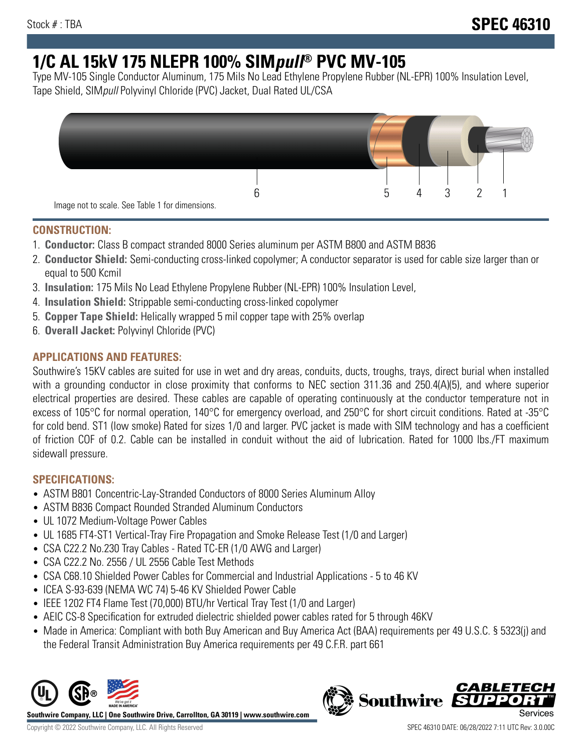Stock # : TBA

# SPEC 46310

# 1/C AL 15kV 175 NLEPR 100% SIM*pull*® PVC MV-105

Type MV-105 Single Conductor Aluminum, 175 Mils No Lead Ethylene Propylene Rubber (NL-EPR) 100% Insulation Level, Tape Shield, SIM*pull* Polyvinyl Chloride (PVC) Jacket, Dual Rated UL/CSA

6 5 4 3 2 1

Image not to scale. See Table 1 for dimensions.

## CONSTRUCTION:

1. **Conductor:** Class B compact stranded 8000 Series aluminum per ASTM B800 and ASTM B836
2. **Conductor Shield:** Semi-conducting cross-linked copolymer; A conductor separator is used for cable size larger than or equal to 500 Kcmil
3. **Insulation:** 175 Mils No Lead Ethylene Propylene Rubber (NL-EPR) 100% Insulation Level,
4. **Insulation Shield:** Strippable semi-conducting cross-linked copolymer
5. **Copper Tape Shield:** Helically wrapped 5 mil copper tape with 25% overlap
6. **Overall Jacket:** Polyvinyl Chloride (PVC)

## APPLICATIONS AND FEATURES:

Southwire's 15KV cables are suited for use in wet and dry areas, conduits, ducts, troughs, trays, direct burial when installed with a grounding conductor in close proximity that conforms to NEC section 311.36 and 250.4(A)(5), and where superior electrical properties are desired. These cables are capable of operating continuously at the conductor temperature not in excess of 105°C for normal operation, 140°C for emergency overload, and 250°C for short circuit conditions. Rated at -35°C for cold bend. ST1 (low smoke) Rated for sizes 1/0 and larger. PVC jacket is made with SIM technology and has a coefficient of friction COF of 0.2. Cable can be installed in conduit without the aid of lubrication. Rated for 1000 lbs./FT maximum sidewall pressure.

## SPECIFICATIONS:

- ASTM B801 Concentric-Lay-Stranded Conductors of 8000 Series Aluminum Alloy
- ASTM B836 Compact Rounded Stranded Aluminum Conductors
- UL 1072 Medium-Voltage Power Cables
- UL 1685 FT4-ST1 Vertical-Tray Fire Propagation and Smoke Release Test (1/0 and Larger)
- CSA C22.2 No.230 Tray Cables - Rated TC-ER (1/0 AWG and Larger)
- CSA C22.2 No. 2556 / UL 2556 Cable Test Methods
- CSA C68.10 Shielded Power Cables for Commercial and Industrial Applications - 5 to 46 KV
- ICEA S-93-639 (NEMA WC 74) 5-46 KV Shielded Power Cable
- IEEE 1202 FT4 Flame Test (70,000) BTU/hr Vertical Tray Test (1/0 and Larger)
- AEIC CS-8 Specification for extruded dielectric shielded power cables rated for 5 through 46KV
- Made in America: Compliant with both Buy American and Buy America Act (BAA) requirements per 49 U.S.C. § 5323(j) and the Federal Transit Administration Buy America requirements per 49 C.F.R. part 661

Southwire Company, LLC | One Southwire Drive, Carrollton, GA 30119 | www.southwire.com

Copyright © 2022 Southwire Company, LLC. All Rights Reserved

SPEC 46310 DATE: 06/28/2022 7:11 UTC Rev: 3.0.00C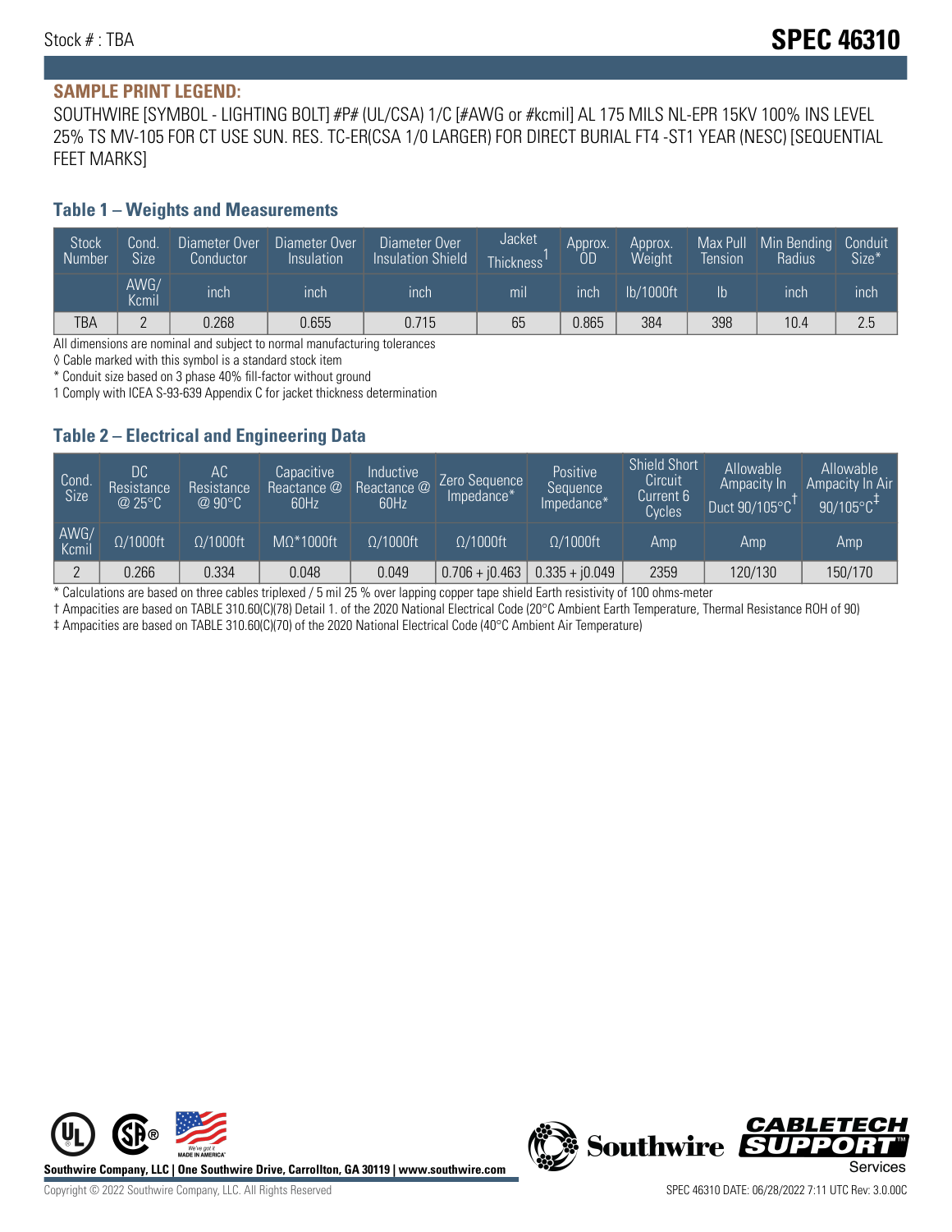Stock # : TBA

# SPEC 46310

**SAMPLE PRINT LEGEND:**

SOUTHWIRE [SYMBOL - LIGHTING BOLT] #P# (UL/CSA) 1/C [#AWG or #kcmil] AL 175 MILS NL-EPR 15KV 100% INS LEVEL 25% TS MV-105 FOR CT USE SUN. RES. TC-ER(CSA 1/0 LARGER) FOR DIRECT BURIAL FT4 -ST1 YEAR (NESC) [SEQUENTIAL FEET MARKS]

## Table 1 – Weights and Measurements

| Stock Number | Cond. Size | Diameter Over Conductor | Diameter Over Insulation | Diameter Over Insulation Shield | Jacket Thickness[1] | Approx. OD | Approx. Weight | Max Pull Tension | Min Bending Radius | Conduit Size* |
|---|---|---|---|---|---|---|---|---|---|---|
| | AWG/ Kcmil | inch | inch | inch | mil | inch | lb/1000ft | lb | inch | inch |
| TBA | 2 | 0.268 | 0.655 | 0.715 | 65 | 0.865 | 384 | 398 | 10.4 | 2.5 |

All dimensions are nominal and subject to normal manufacturing tolerances

◊ Cable marked with this symbol is a standard stock item

* Conduit size based on 3 phase 40% fill-factor without ground

1 Comply with ICEA S-93-639 Appendix C for jacket thickness determination

## Table 2 – Electrical and Engineering Data

| Cond. Size | DC Resistance @ 25°C | AC Resistance @ 90°C | Capacitive Reactance @ 60Hz | Inductive Reactance @ 60Hz | Zero Sequence Impedance* | Positive Sequence Impedance* | Shield Short Circuit Current 6 Cycles | Allowable Ampacity In Duct 90/105°C† | Allowable Ampacity In Air 90/105°C‡ |
|---|---|---|---|---|---|---|---|---|---|
| AWG/ Kcmil | Ω/1000ft | Ω/1000ft | MΩ*1000ft | Ω/1000ft | Ω/1000ft | Ω/1000ft | Amp | Amp | Amp |
| 2 | 0.266 | 0.334 | 0.048 | 0.049 | 0.706 + j0.463 | 0.335 + j0.049 | 2359 | 120/130 | 150/170 |

* Calculations are based on three cables triplexed / 5 mil 25 % over lapping copper tape shield Earth resistivity of 100 ohms-meter

† Ampacities are based on TABLE 310.60(C)(78) Detail 1. of the 2020 National Electrical Code (20°C Ambient Earth Temperature, Thermal Resistance ROH of 90)

‡ Ampacities are based on TABLE 310.60(C)(70) of the 2020 National Electrical Code (40°C Ambient Air Temperature)

**Southwire Company, LLC | One Southwire Drive, Carrollton, GA 30119 | www.southwire.com**

Copyright © 2022 Southwire Company, LLC. All Rights Reserved

SPEC 46310 DATE: 06/28/2022 7:11 UTC Rev: 3.0.00C